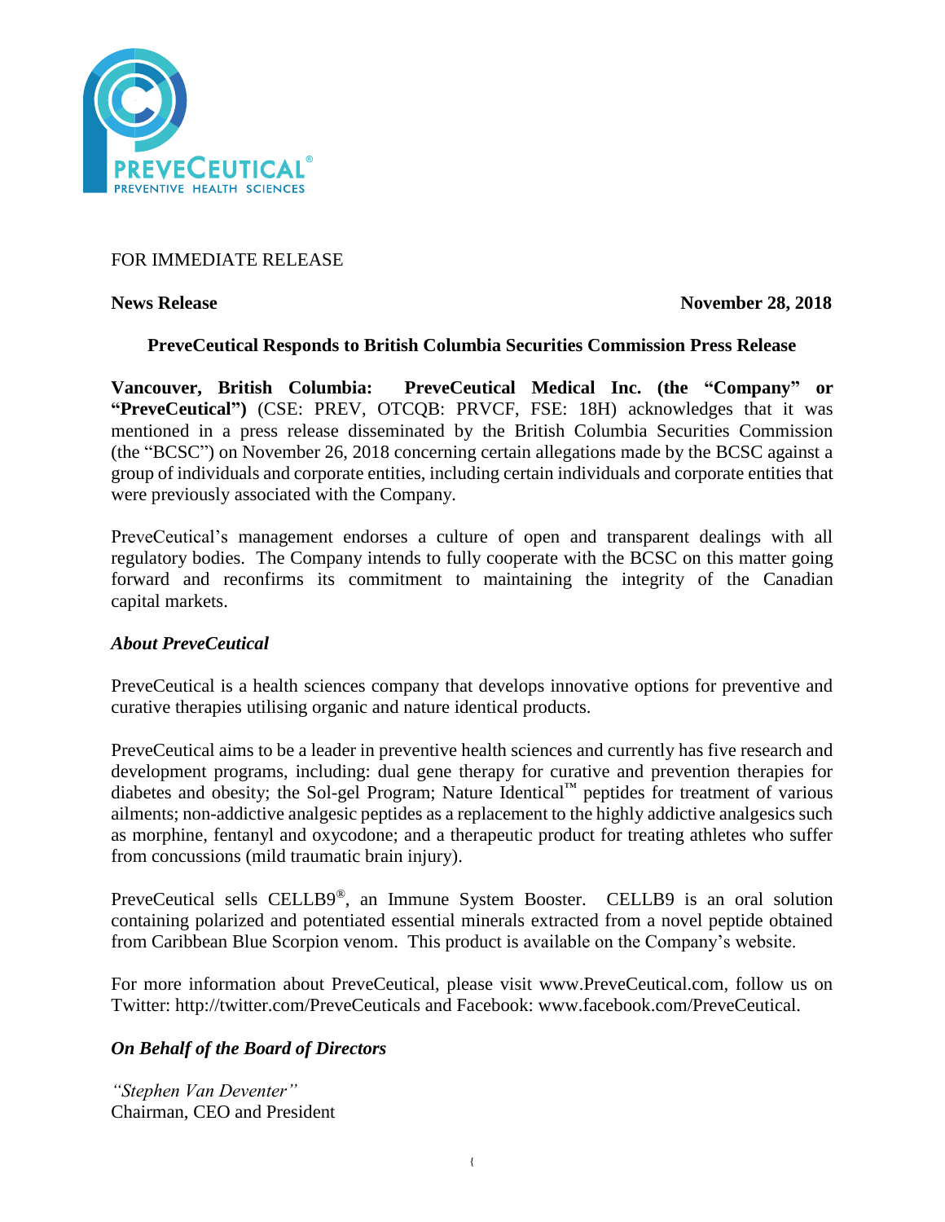FOR IMMEDIATE RELEASE

**News Release** **November 28, 2018**

**PreveCeutical Responds to British Columbia Securities Commission Press Release**

**Vancouver, British Columbia: PreveCeutical Medical Inc. (the "Company" or "PreveCeutical")** (CSE: PREV, OTCQB: PRVCF, FSE: 18H) acknowledges that it was mentioned in a press release disseminated by the British Columbia Securities Commission (the "BCSC") on November 26, 2018 concerning certain allegations made by the BCSC against a group of individuals and corporate entities, including certain individuals and corporate entities that were previously associated with the Company.

PreveCeutical's management endorses a culture of open and transparent dealings with all regulatory bodies. The Company intends to fully cooperate with the BCSC on this matter going forward and reconfirms its commitment to maintaining the integrity of the Canadian capital markets.

***About PreveCeutical***

PreveCeutical is a health sciences company that develops innovative options for preventive and curative therapies utilising organic and nature identical products.

PreveCeutical aims to be a leader in preventive health sciences and currently has five research and development programs, including: dual gene therapy for curative and prevention therapies for diabetes and obesity; the Sol-gel Program; Nature Identical™ peptides for treatment of various ailments; non-addictive analgesic peptides as a replacement to the highly addictive analgesics such as morphine, fentanyl and oxycodone; and a therapeutic product for treating athletes who suffer from concussions (mild traumatic brain injury).

PreveCeutical sells CELLB9®, an Immune System Booster. CELLB9 is an oral solution containing polarized and potentiated essential minerals extracted from a novel peptide obtained from Caribbean Blue Scorpion venom. This product is available on the Company's website.

For more information about PreveCeutical, please visit www.PreveCeutical.com, follow us on Twitter: http://twitter.com/PreveCeuticals and Facebook: www.facebook.com/PreveCeutical.

***On Behalf of the Board of Directors***

*"Stephen Van Deventer"*
Chairman, CEO and President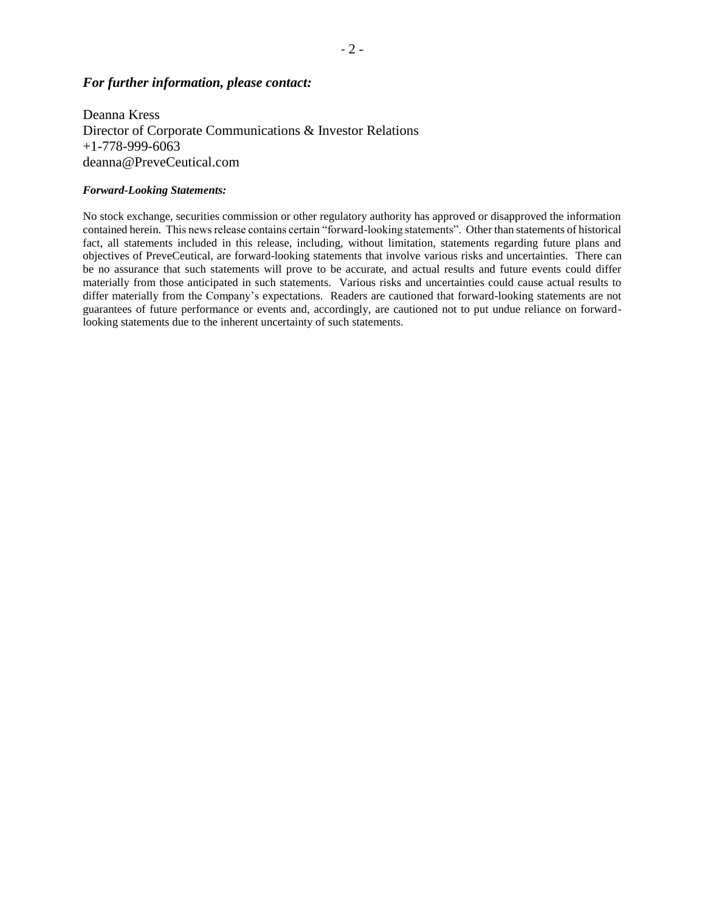***For further information, please contact:***

Deanna Kress
Director of Corporate Communications & Investor Relations
+1-778-999-6063
deanna@PreveCeutical.com

***Forward-Looking Statements:***

No stock exchange, securities commission or other regulatory authority has approved or disapproved the information contained herein. This news release contains certain "forward-looking statements". Other than statements of historical fact, all statements included in this release, including, without limitation, statements regarding future plans and objectives of PreveCeutical, are forward-looking statements that involve various risks and uncertainties. There can be no assurance that such statements will prove to be accurate, and actual results and future events could differ materially from those anticipated in such statements. Various risks and uncertainties could cause actual results to differ materially from the Company's expectations. Readers are cautioned that forward-looking statements are not guarantees of future performance or events and, accordingly, are cautioned not to put undue reliance on forward-looking statements due to the inherent uncertainty of such statements.